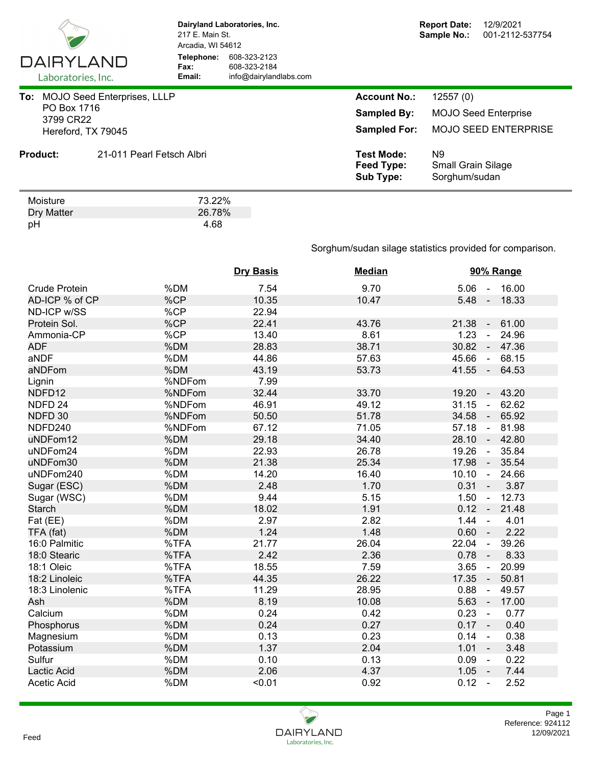**DAIRYLAND Laboratories, Inc.**

**Dairyland Laboratories, Inc.**
217 E. Main St.
Arcadia, WI 54612
**Telephone:** 608-323-2123
**Fax:** 608-323-2184
**Email:** info@dairylandlabs.com

**Report Date:** 12/9/2021
**Sample No.:** 001-2112-537754

**To:** MOJO Seed Enterprises, LLLP
PO Box 1716
3799 CR22
Hereford, TX 79045

**Account No.:** 12557 (0)
**Sampled By:** MOJO Seed Enterprise
**Sampled For:** MOJO SEED ENTERPRISE

**Product:** 21-011 Pearl Fetsch Albri

**Test Mode:** N9
**Feed Type:** Small Grain Silage
**Sub Type:** Sorghum/sudan

| | |
|---|---|
| Moisture | 73.22% |
| Dry Matter | 26.78% |
| pH | 4.68 |

Sorghum/sudan silage statistics provided for comparison.

| | | Dry Basis | Median | 90% Range |
|---|---|---|---|---|
| Crude Protein | %DM | 7.54 | 9.70 | 5.06 - 16.00 |
| AD-ICP % of CP | %CP | 10.35 | 10.47 | 5.48 - 18.33 |
| ND-ICP w/SS | %CP | 22.94 | | |
| Protein Sol. | %CP | 22.41 | 43.76 | 21.38 - 61.00 |
| Ammonia-CP | %CP | 13.40 | 8.61 | 1.23 - 24.96 |
| ADF | %DM | 28.83 | 38.71 | 30.82 - 47.36 |
| aNDF | %DM | 44.86 | 57.63 | 45.66 - 68.15 |
| aNDFom | %DM | 43.19 | 53.73 | 41.55 - 64.53 |
| Lignin | %NDFom | 7.99 | | |
| NDFD12 | %NDFom | 32.44 | 33.70 | 19.20 - 43.20 |
| NDFD 24 | %NDFom | 46.91 | 49.12 | 31.15 - 62.62 |
| NDFD 30 | %NDFom | 50.50 | 51.78 | 34.58 - 65.92 |
| NDFD240 | %NDFom | 67.12 | 71.05 | 57.18 - 81.98 |
| uNDFom12 | %DM | 29.18 | 34.40 | 28.10 - 42.80 |
| uNDFom24 | %DM | 22.93 | 26.78 | 19.26 - 35.84 |
| uNDFom30 | %DM | 21.38 | 25.34 | 17.98 - 35.54 |
| uNDFom240 | %DM | 14.20 | 16.40 | 10.10 - 24.66 |
| Sugar (ESC) | %DM | 2.48 | 1.70 | 0.31 - 3.87 |
| Sugar (WSC) | %DM | 9.44 | 5.15 | 1.50 - 12.73 |
| Starch | %DM | 18.02 | 1.91 | 0.12 - 21.48 |
| Fat (EE) | %DM | 2.97 | 2.82 | 1.44 - 4.01 |
| TFA (fat) | %DM | 1.24 | 1.48 | 0.60 - 2.22 |
| 16:0 Palmitic | %TFA | 21.77 | 26.04 | 22.04 - 39.26 |
| 18:0 Stearic | %TFA | 2.42 | 2.36 | 0.78 - 8.33 |
| 18:1 Oleic | %TFA | 18.55 | 7.59 | 3.65 - 20.99 |
| 18:2 Linoleic | %TFA | 44.35 | 26.22 | 17.35 - 50.81 |
| 18:3 Linolenic | %TFA | 11.29 | 28.95 | 0.88 - 49.57 |
| Ash | %DM | 8.19 | 10.08 | 5.63 - 17.00 |
| Calcium | %DM | 0.24 | 0.42 | 0.23 - 0.77 |
| Phosphorus | %DM | 0.24 | 0.27 | 0.17 - 0.40 |
| Magnesium | %DM | 0.13 | 0.23 | 0.14 - 0.38 |
| Potassium | %DM | 1.37 | 2.04 | 1.01 - 3.48 |
| Sulfur | %DM | 0.10 | 0.13 | 0.09 - 0.22 |
| Lactic Acid | %DM | 2.06 | 4.37 | 1.05 - 7.44 |
| Acetic Acid | %DM | <0.01 | 0.92 | 0.12 - 2.52 |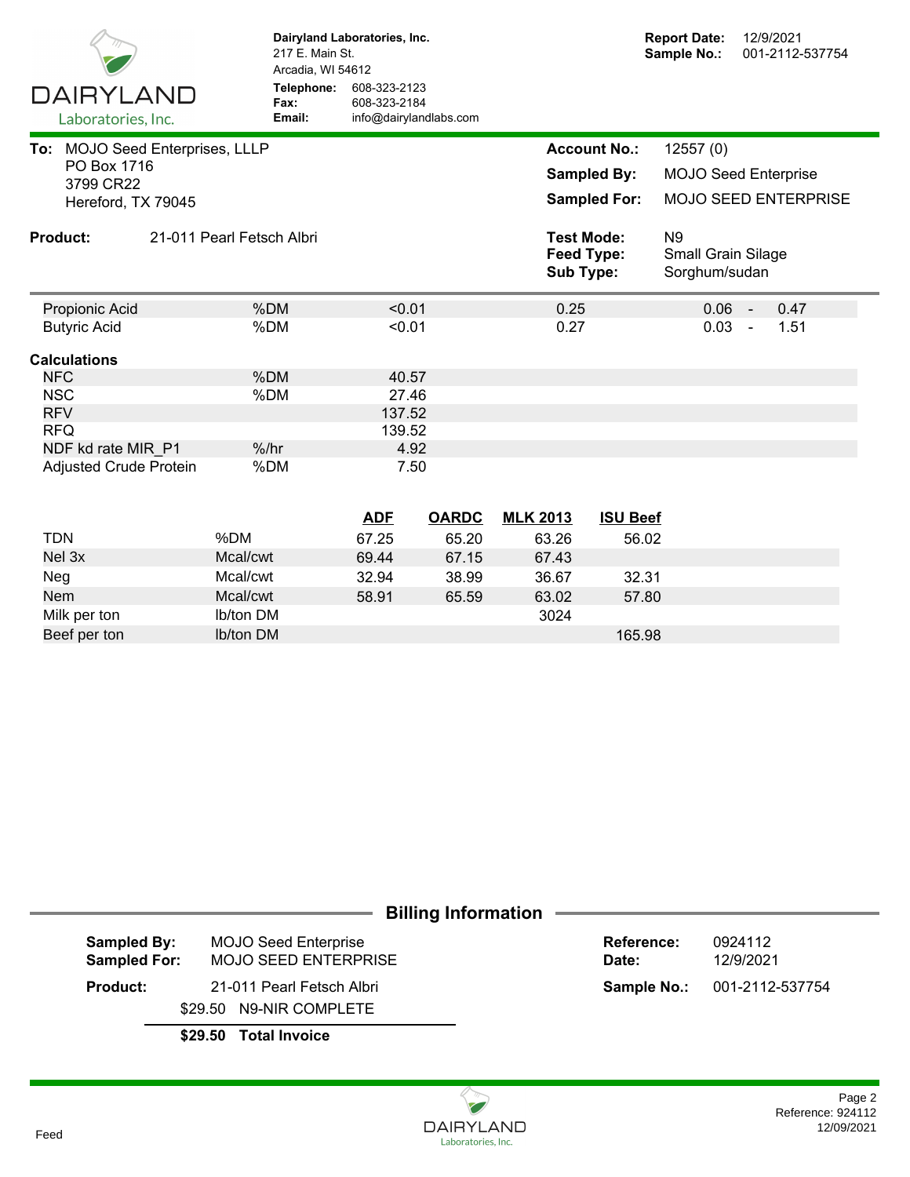**Dairyland Laboratories, Inc.**
217 E. Main St.
Arcadia, WI 54612
**Telephone:** 608-323-2123
**Fax:** 608-323-2184
**Email:** info@dairylandlabs.com

**Report Date:** 12/9/2021
**Sample No.:** 001-2112-537754

**To:** MOJO Seed Enterprises, LLLP
PO Box 1716
3799 CR22
Hereford, TX 79045

**Account No.:** 12557 (0)
**Sampled By:** MOJO Seed Enterprise
**Sampled For:** MOJO SEED ENTERPRISE

**Product:** 21-011 Pearl Fetsch Albri

**Test Mode:** N9
**Feed Type:** Small Grain Silage
**Sub Type:** Sorghum/sudan

| | | | | |
|---|---|---|---|---|
| Propionic Acid | %DM | <0.01 | 0.25 | 0.06 - 0.47 |
| Butyric Acid | %DM | <0.01 | 0.27 | 0.03 - 1.51 |

**Calculations**

| | | |
|---|---|---|
| NFC | %DM | 40.57 |
| NSC | %DM | 27.46 |
| RFV | | 137.52 |
| RFQ | | 139.52 |
| NDF kd rate MIR_P1 | %/hr | 4.92 |
| Adjusted Crude Protein | %DM | 7.50 |

| | | ADF | OARDC | MLK 2013 | ISU Beef |
|---|---|---|---|---|---|
| TDN | %DM | 67.25 | 65.20 | 63.26 | 56.02 |
| Nel 3x | Mcal/cwt | 69.44 | 67.15 | 67.43 | |
| Neg | Mcal/cwt | 32.94 | 38.99 | 36.67 | 32.31 |
| Nem | Mcal/cwt | 58.91 | 65.59 | 63.02 | 57.80 |
| Milk per ton | lb/ton DM | | | 3024 | |
| Beef per ton | lb/ton DM | | | | 165.98 |

## Billing Information

**Sampled By:** MOJO Seed Enterprise
**Sampled For:** MOJO SEED ENTERPRISE
**Product:** 21-011 Pearl Fetsch Albri

$29.50 N9-NIR COMPLETE

**$29.50 Total Invoice**

**Reference:** 0924112
**Date:** 12/9/2021
**Sample No.:** 001-2112-537754

Feed